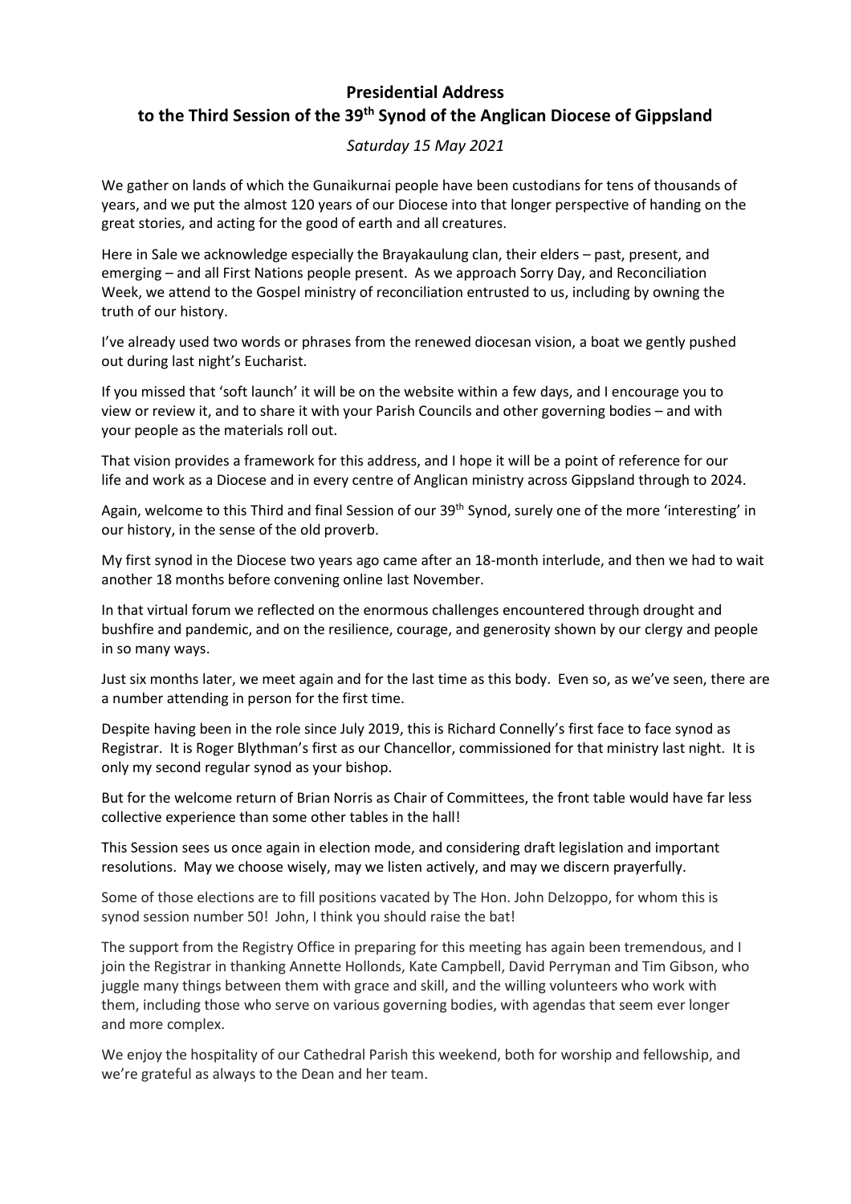# Presidential Address
## to the Third Session of the 39th Synod of the Anglican Diocese of Gippsland

*Saturday 15 May 2021*

We gather on lands of which the Gunaikurnai people have been custodians for tens of thousands of years, and we put the almost 120 years of our Diocese into that longer perspective of handing on the great stories, and acting for the good of earth and all creatures.

Here in Sale we acknowledge especially the Brayakaulung clan, their elders – past, present, and emerging – and all First Nations people present. As we approach Sorry Day, and Reconciliation Week, we attend to the Gospel ministry of reconciliation entrusted to us, including by owning the truth of our history.

I've already used two words or phrases from the renewed diocesan vision, a boat we gently pushed out during last night's Eucharist.

If you missed that 'soft launch' it will be on the website within a few days, and I encourage you to view or review it, and to share it with your Parish Councils and other governing bodies – and with your people as the materials roll out.

That vision provides a framework for this address, and I hope it will be a point of reference for our life and work as a Diocese and in every centre of Anglican ministry across Gippsland through to 2024.

Again, welcome to this Third and final Session of our 39th Synod, surely one of the more 'interesting' in our history, in the sense of the old proverb.

My first synod in the Diocese two years ago came after an 18-month interlude, and then we had to wait another 18 months before convening online last November.

In that virtual forum we reflected on the enormous challenges encountered through drought and bushfire and pandemic, and on the resilience, courage, and generosity shown by our clergy and people in so many ways.

Just six months later, we meet again and for the last time as this body. Even so, as we've seen, there are a number attending in person for the first time.

Despite having been in the role since July 2019, this is Richard Connelly's first face to face synod as Registrar. It is Roger Blythman's first as our Chancellor, commissioned for that ministry last night. It is only my second regular synod as your bishop.

But for the welcome return of Brian Norris as Chair of Committees, the front table would have far less collective experience than some other tables in the hall!

This Session sees us once again in election mode, and considering draft legislation and important resolutions. May we choose wisely, may we listen actively, and may we discern prayerfully.

Some of those elections are to fill positions vacated by The Hon. John Delzoppo, for whom this is synod session number 50! John, I think you should raise the bat!

The support from the Registry Office in preparing for this meeting has again been tremendous, and I join the Registrar in thanking Annette Hollonds, Kate Campbell, David Perryman and Tim Gibson, who juggle many things between them with grace and skill, and the willing volunteers who work with them, including those who serve on various governing bodies, with agendas that seem ever longer and more complex.

We enjoy the hospitality of our Cathedral Parish this weekend, both for worship and fellowship, and we're grateful as always to the Dean and her team.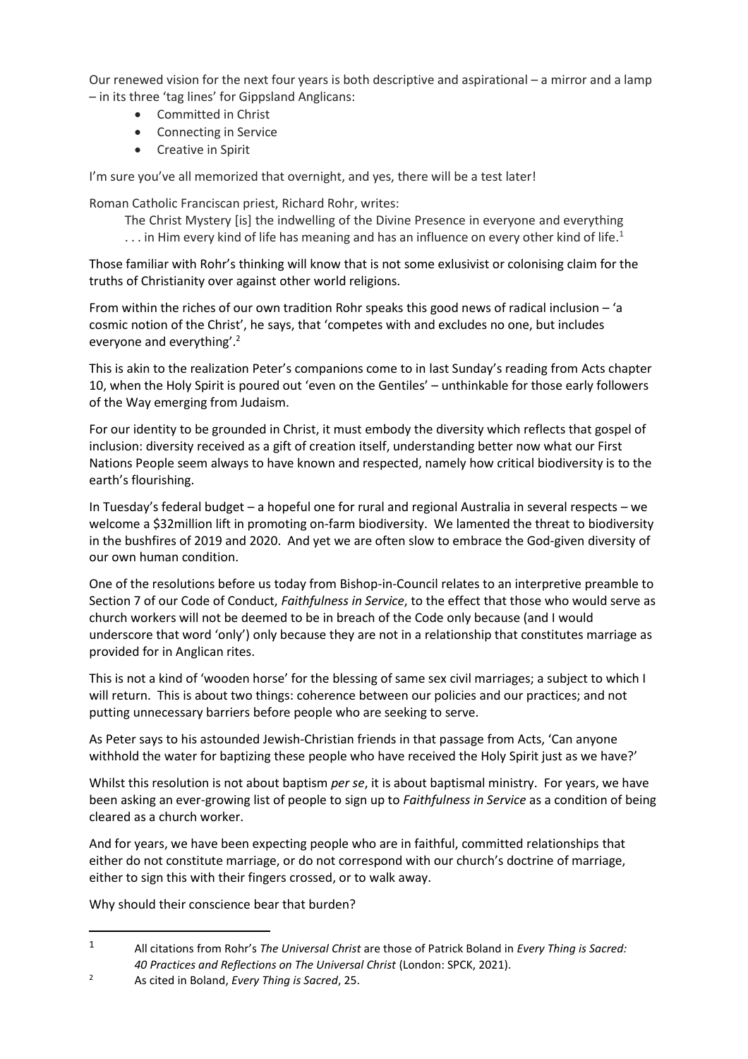Our renewed vision for the next four years is both descriptive and aspirational – a mirror and a lamp – in its three 'tag lines' for Gippsland Anglicans:

- Committed in Christ
- Connecting in Service
- Creative in Spirit

I'm sure you've all memorized that overnight, and yes, there will be a test later!

Roman Catholic Franciscan priest, Richard Rohr, writes:

> The Christ Mystery [is] the indwelling of the Divine Presence in everyone and everything . . . in Him every kind of life has meaning and has an influence on every other kind of life.[1]

Those familiar with Rohr's thinking will know that is not some exlusivist or colonising claim for the truths of Christianity over against other world religions.

From within the riches of our own tradition Rohr speaks this good news of radical inclusion – 'a cosmic notion of the Christ', he says, that 'competes with and excludes no one, but includes everyone and everything'.[2]

This is akin to the realization Peter's companions come to in last Sunday's reading from Acts chapter 10, when the Holy Spirit is poured out 'even on the Gentiles' – unthinkable for those early followers of the Way emerging from Judaism.

For our identity to be grounded in Christ, it must embody the diversity which reflects that gospel of inclusion: diversity received as a gift of creation itself, understanding better now what our First Nations People seem always to have known and respected, namely how critical biodiversity is to the earth's flourishing.

In Tuesday's federal budget – a hopeful one for rural and regional Australia in several respects – we welcome a $32million lift in promoting on-farm biodiversity. We lamented the threat to biodiversity in the bushfires of 2019 and 2020. And yet we are often slow to embrace the God-given diversity of our own human condition.

One of the resolutions before us today from Bishop-in-Council relates to an interpretive preamble to Section 7 of our Code of Conduct, *Faithfulness in Service*, to the effect that those who would serve as church workers will not be deemed to be in breach of the Code only because (and I would underscore that word 'only') only because they are not in a relationship that constitutes marriage as provided for in Anglican rites.

This is not a kind of 'wooden horse' for the blessing of same sex civil marriages; a subject to which I will return. This is about two things: coherence between our policies and our practices; and not putting unnecessary barriers before people who are seeking to serve.

As Peter says to his astounded Jewish-Christian friends in that passage from Acts, 'Can anyone withhold the water for baptizing these people who have received the Holy Spirit just as we have?'

Whilst this resolution is not about baptism *per se*, it is about baptismal ministry. For years, we have been asking an ever-growing list of people to sign up to *Faithfulness in Service* as a condition of being cleared as a church worker.

And for years, we have been expecting people who are in faithful, committed relationships that either do not constitute marriage, or do not correspond with our church's doctrine of marriage, either to sign this with their fingers crossed, or to walk away.

Why should their conscience bear that burden?

---

[1] All citations from Rohr's *The Universal Christ* are those of Patrick Boland in *Every Thing is Sacred: 40 Practices and Reflections on The Universal Christ* (London: SPCK, 2021).

[2] As cited in Boland, *Every Thing is Sacred*, 25.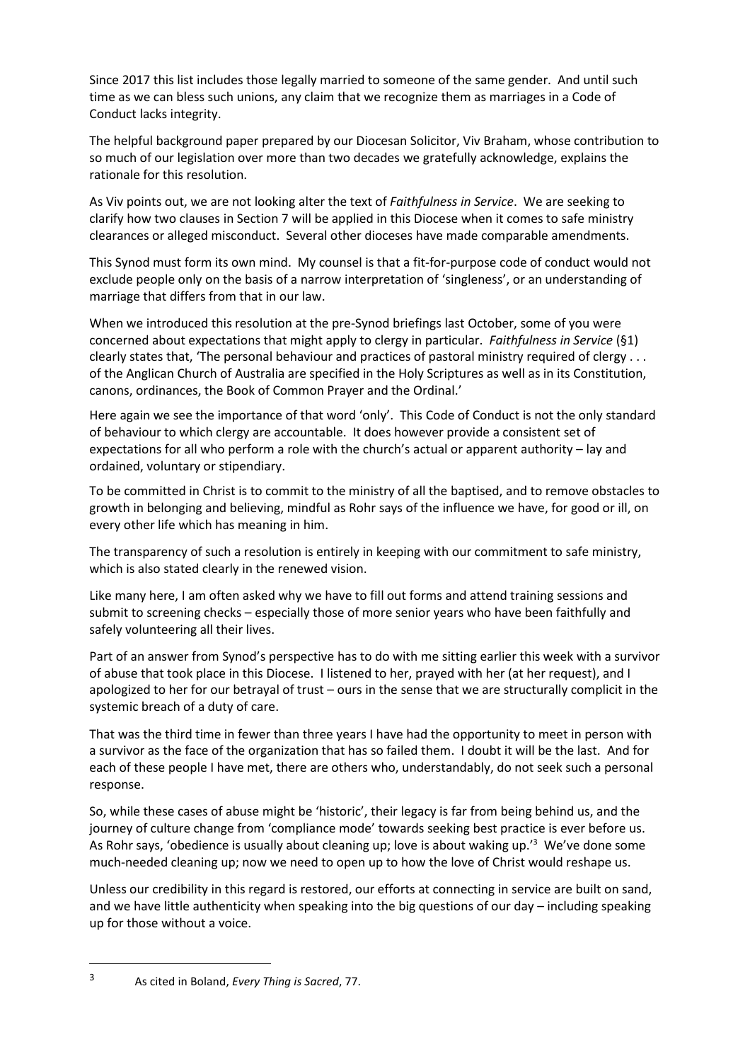Since 2017 this list includes those legally married to someone of the same gender. And until such time as we can bless such unions, any claim that we recognize them as marriages in a Code of Conduct lacks integrity.

The helpful background paper prepared by our Diocesan Solicitor, Viv Braham, whose contribution to so much of our legislation over more than two decades we gratefully acknowledge, explains the rationale for this resolution.

As Viv points out, we are not looking alter the text of *Faithfulness in Service*. We are seeking to clarify how two clauses in Section 7 will be applied in this Diocese when it comes to safe ministry clearances or alleged misconduct. Several other dioceses have made comparable amendments.

This Synod must form its own mind. My counsel is that a fit-for-purpose code of conduct would not exclude people only on the basis of a narrow interpretation of 'singleness', or an understanding of marriage that differs from that in our law.

When we introduced this resolution at the pre-Synod briefings last October, some of you were concerned about expectations that might apply to clergy in particular. *Faithfulness in Service* (§1) clearly states that, 'The personal behaviour and practices of pastoral ministry required of clergy . . . of the Anglican Church of Australia are specified in the Holy Scriptures as well as in its Constitution, canons, ordinances, the Book of Common Prayer and the Ordinal.'

Here again we see the importance of that word 'only'. This Code of Conduct is not the only standard of behaviour to which clergy are accountable. It does however provide a consistent set of expectations for all who perform a role with the church's actual or apparent authority – lay and ordained, voluntary or stipendiary.

To be committed in Christ is to commit to the ministry of all the baptised, and to remove obstacles to growth in belonging and believing, mindful as Rohr says of the influence we have, for good or ill, on every other life which has meaning in him.

The transparency of such a resolution is entirely in keeping with our commitment to safe ministry, which is also stated clearly in the renewed vision.

Like many here, I am often asked why we have to fill out forms and attend training sessions and submit to screening checks – especially those of more senior years who have been faithfully and safely volunteering all their lives.

Part of an answer from Synod's perspective has to do with me sitting earlier this week with a survivor of abuse that took place in this Diocese. I listened to her, prayed with her (at her request), and I apologized to her for our betrayal of trust – ours in the sense that we are structurally complicit in the systemic breach of a duty of care.

That was the third time in fewer than three years I have had the opportunity to meet in person with a survivor as the face of the organization that has so failed them. I doubt it will be the last. And for each of these people I have met, there are others who, understandably, do not seek such a personal response.

So, while these cases of abuse might be 'historic', their legacy is far from being behind us, and the journey of culture change from 'compliance mode' towards seeking best practice is ever before us. As Rohr says, 'obedience is usually about cleaning up; love is about waking up.'[3] We've done some much-needed cleaning up; now we need to open up to how the love of Christ would reshape us.

Unless our credibility in this regard is restored, our efforts at connecting in service are built on sand, and we have little authenticity when speaking into the big questions of our day – including speaking up for those without a voice.

---

[3] As cited in Boland, *Every Thing is Sacred*, 77.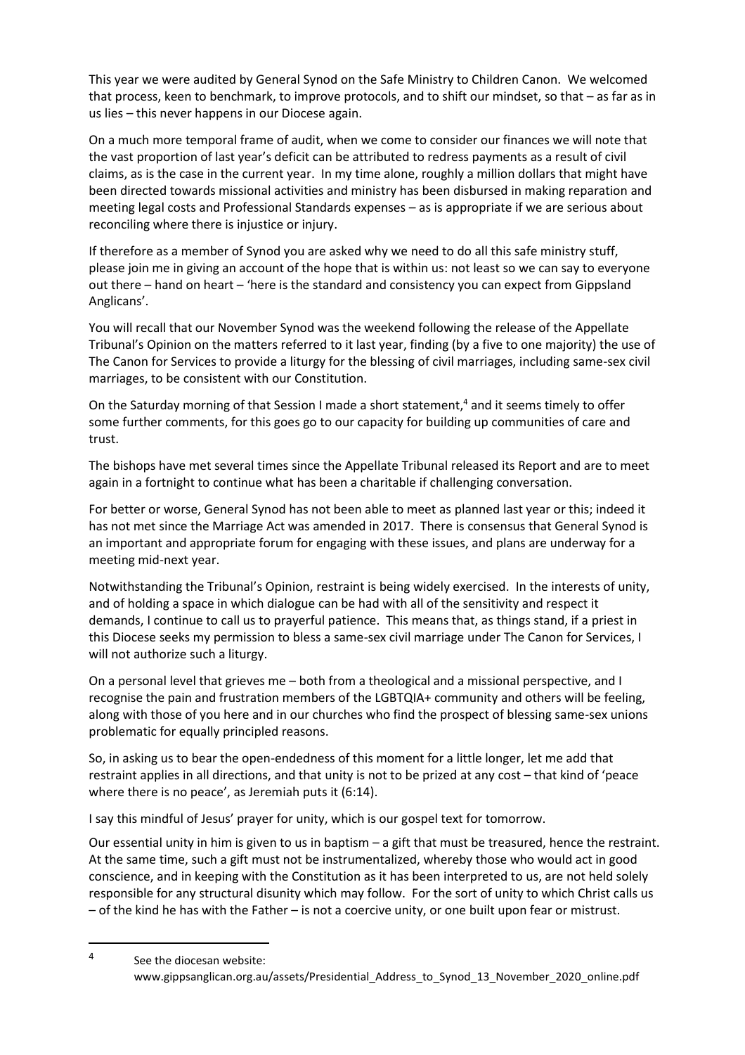This year we were audited by General Synod on the Safe Ministry to Children Canon. We welcomed that process, keen to benchmark, to improve protocols, and to shift our mindset, so that – as far as in us lies – this never happens in our Diocese again.

On a much more temporal frame of audit, when we come to consider our finances we will note that the vast proportion of last year's deficit can be attributed to redress payments as a result of civil claims, as is the case in the current year. In my time alone, roughly a million dollars that might have been directed towards missional activities and ministry has been disbursed in making reparation and meeting legal costs and Professional Standards expenses – as is appropriate if we are serious about reconciling where there is injustice or injury.

If therefore as a member of Synod you are asked why we need to do all this safe ministry stuff, please join me in giving an account of the hope that is within us: not least so we can say to everyone out there – hand on heart – 'here is the standard and consistency you can expect from Gippsland Anglicans'.

You will recall that our November Synod was the weekend following the release of the Appellate Tribunal's Opinion on the matters referred to it last year, finding (by a five to one majority) the use of The Canon for Services to provide a liturgy for the blessing of civil marriages, including same-sex civil marriages, to be consistent with our Constitution.

On the Saturday morning of that Session I made a short statement,[4] and it seems timely to offer some further comments, for this goes go to our capacity for building up communities of care and trust.

The bishops have met several times since the Appellate Tribunal released its Report and are to meet again in a fortnight to continue what has been a charitable if challenging conversation.

For better or worse, General Synod has not been able to meet as planned last year or this; indeed it has not met since the Marriage Act was amended in 2017. There is consensus that General Synod is an important and appropriate forum for engaging with these issues, and plans are underway for a meeting mid-next year.

Notwithstanding the Tribunal's Opinion, restraint is being widely exercised. In the interests of unity, and of holding a space in which dialogue can be had with all of the sensitivity and respect it demands, I continue to call us to prayerful patience. This means that, as things stand, if a priest in this Diocese seeks my permission to bless a same-sex civil marriage under The Canon for Services, I will not authorize such a liturgy.

On a personal level that grieves me – both from a theological and a missional perspective, and I recognise the pain and frustration members of the LGBTQIA+ community and others will be feeling, along with those of you here and in our churches who find the prospect of blessing same-sex unions problematic for equally principled reasons.

So, in asking us to bear the open-endedness of this moment for a little longer, let me add that restraint applies in all directions, and that unity is not to be prized at any cost – that kind of 'peace where there is no peace', as Jeremiah puts it (6:14).

I say this mindful of Jesus' prayer for unity, which is our gospel text for tomorrow.

Our essential unity in him is given to us in baptism – a gift that must be treasured, hence the restraint. At the same time, such a gift must not be instrumentalized, whereby those who would act in good conscience, and in keeping with the Constitution as it has been interpreted to us, are not held solely responsible for any structural disunity which may follow. For the sort of unity to which Christ calls us – of the kind he has with the Father – is not a coercive unity, or one built upon fear or mistrust.

---

[4] See the diocesan website: www.gippsanglican.org.au/assets/Presidential_Address_to_Synod_13_November_2020_online.pdf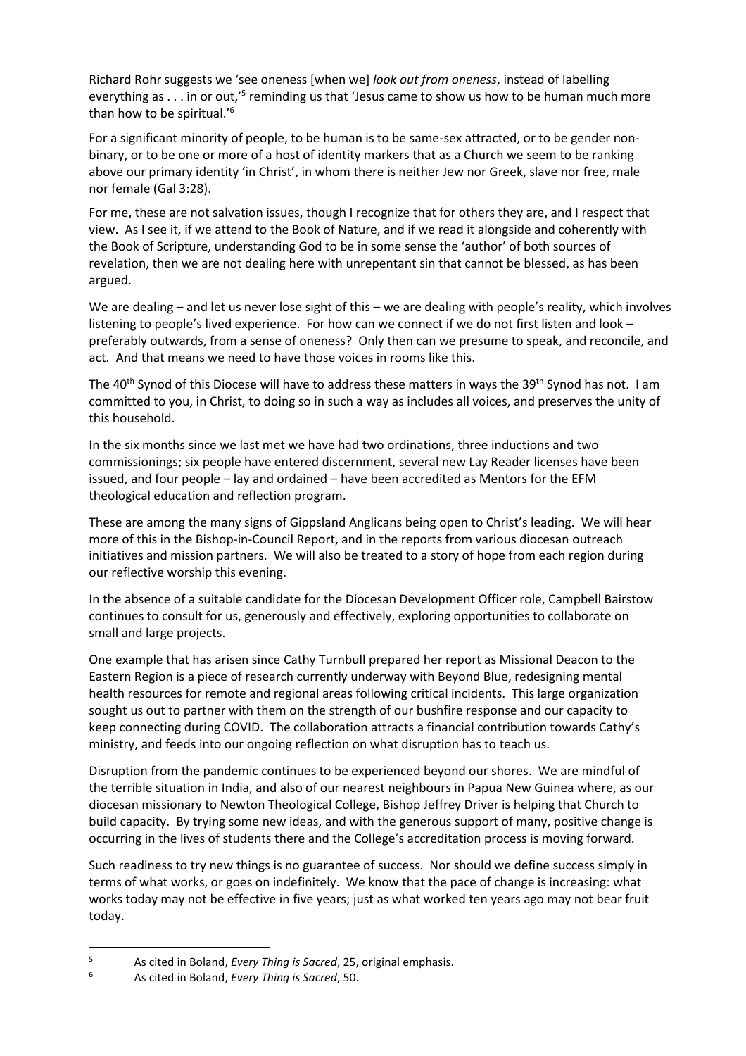Richard Rohr suggests we 'see oneness [when we] *look out from oneness*, instead of labelling everything as . . . in or out,'[5] reminding us that 'Jesus came to show us how to be human much more than how to be spiritual.'[6]

For a significant minority of people, to be human is to be same-sex attracted, or to be gender non-binary, or to be one or more of a host of identity markers that as a Church we seem to be ranking above our primary identity 'in Christ', in whom there is neither Jew nor Greek, slave nor free, male nor female (Gal 3:28).

For me, these are not salvation issues, though I recognize that for others they are, and I respect that view. As I see it, if we attend to the Book of Nature, and if we read it alongside and coherently with the Book of Scripture, understanding God to be in some sense the 'author' of both sources of revelation, then we are not dealing here with unrepentant sin that cannot be blessed, as has been argued.

We are dealing – and let us never lose sight of this – we are dealing with people's reality, which involves listening to people's lived experience. For how can we connect if we do not first listen and look – preferably outwards, from a sense of oneness? Only then can we presume to speak, and reconcile, and act. And that means we need to have those voices in rooms like this.

The 40th Synod of this Diocese will have to address these matters in ways the 39th Synod has not. I am committed to you, in Christ, to doing so in such a way as includes all voices, and preserves the unity of this household.

In the six months since we last met we have had two ordinations, three inductions and two commissionings; six people have entered discernment, several new Lay Reader licenses have been issued, and four people – lay and ordained – have been accredited as Mentors for the EFM theological education and reflection program.

These are among the many signs of Gippsland Anglicans being open to Christ's leading. We will hear more of this in the Bishop-in-Council Report, and in the reports from various diocesan outreach initiatives and mission partners. We will also be treated to a story of hope from each region during our reflective worship this evening.

In the absence of a suitable candidate for the Diocesan Development Officer role, Campbell Bairstow continues to consult for us, generously and effectively, exploring opportunities to collaborate on small and large projects.

One example that has arisen since Cathy Turnbull prepared her report as Missional Deacon to the Eastern Region is a piece of research currently underway with Beyond Blue, redesigning mental health resources for remote and regional areas following critical incidents. This large organization sought us out to partner with them on the strength of our bushfire response and our capacity to keep connecting during COVID. The collaboration attracts a financial contribution towards Cathy's ministry, and feeds into our ongoing reflection on what disruption has to teach us.

Disruption from the pandemic continues to be experienced beyond our shores. We are mindful of the terrible situation in India, and also of our nearest neighbours in Papua New Guinea where, as our diocesan missionary to Newton Theological College, Bishop Jeffrey Driver is helping that Church to build capacity. By trying some new ideas, and with the generous support of many, positive change is occurring in the lives of students there and the College's accreditation process is moving forward.

Such readiness to try new things is no guarantee of success. Nor should we define success simply in terms of what works, or goes on indefinitely. We know that the pace of change is increasing: what works today may not be effective in five years; just as what worked ten years ago may not bear fruit today.

---

[5] As cited in Boland, *Every Thing is Sacred*, 25, original emphasis.

[6] As cited in Boland, *Every Thing is Sacred*, 50.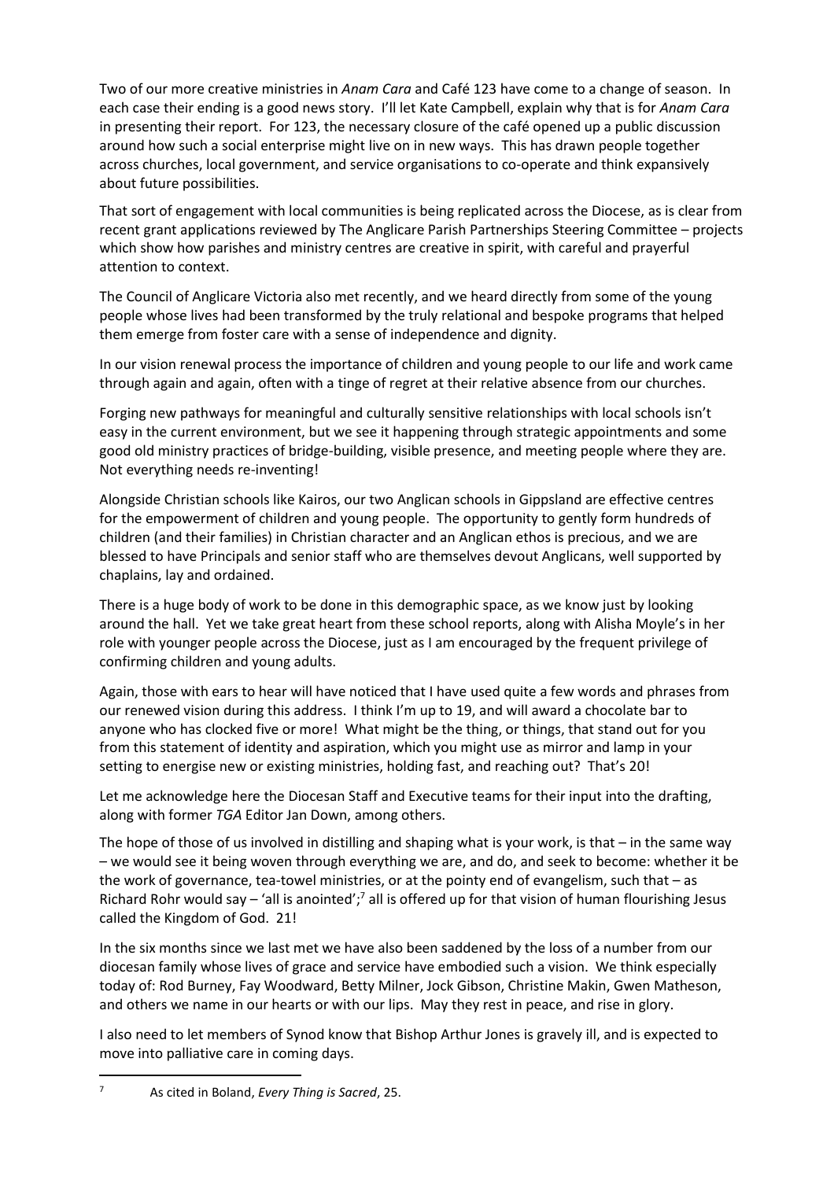Two of our more creative ministries in *Anam Cara* and Café 123 have come to a change of season. In each case their ending is a good news story. I'll let Kate Campbell, explain why that is for *Anam Cara* in presenting their report. For 123, the necessary closure of the café opened up a public discussion around how such a social enterprise might live on in new ways. This has drawn people together across churches, local government, and service organisations to co-operate and think expansively about future possibilities.

That sort of engagement with local communities is being replicated across the Diocese, as is clear from recent grant applications reviewed by The Anglicare Parish Partnerships Steering Committee – projects which show how parishes and ministry centres are creative in spirit, with careful and prayerful attention to context.

The Council of Anglicare Victoria also met recently, and we heard directly from some of the young people whose lives had been transformed by the truly relational and bespoke programs that helped them emerge from foster care with a sense of independence and dignity.

In our vision renewal process the importance of children and young people to our life and work came through again and again, often with a tinge of regret at their relative absence from our churches.

Forging new pathways for meaningful and culturally sensitive relationships with local schools isn't easy in the current environment, but we see it happening through strategic appointments and some good old ministry practices of bridge-building, visible presence, and meeting people where they are. Not everything needs re-inventing!

Alongside Christian schools like Kairos, our two Anglican schools in Gippsland are effective centres for the empowerment of children and young people. The opportunity to gently form hundreds of children (and their families) in Christian character and an Anglican ethos is precious, and we are blessed to have Principals and senior staff who are themselves devout Anglicans, well supported by chaplains, lay and ordained.

There is a huge body of work to be done in this demographic space, as we know just by looking around the hall. Yet we take great heart from these school reports, along with Alisha Moyle's in her role with younger people across the Diocese, just as I am encouraged by the frequent privilege of confirming children and young adults.

Again, those with ears to hear will have noticed that I have used quite a few words and phrases from our renewed vision during this address. I think I'm up to 19, and will award a chocolate bar to anyone who has clocked five or more! What might be the thing, or things, that stand out for you from this statement of identity and aspiration, which you might use as mirror and lamp in your setting to energise new or existing ministries, holding fast, and reaching out? That's 20!

Let me acknowledge here the Diocesan Staff and Executive teams for their input into the drafting, along with former *TGA* Editor Jan Down, among others.

The hope of those of us involved in distilling and shaping what is your work, is that – in the same way – we would see it being woven through everything we are, and do, and seek to become: whether it be the work of governance, tea-towel ministries, or at the pointy end of evangelism, such that – as Richard Rohr would say – 'all is anointed';[7] all is offered up for that vision of human flourishing Jesus called the Kingdom of God. 21!

In the six months since we last met we have also been saddened by the loss of a number from our diocesan family whose lives of grace and service have embodied such a vision. We think especially today of: Rod Burney, Fay Woodward, Betty Milner, Jock Gibson, Christine Makin, Gwen Matheson, and others we name in our hearts or with our lips. May they rest in peace, and rise in glory.

I also need to let members of Synod know that Bishop Arthur Jones is gravely ill, and is expected to move into palliative care in coming days.

---

[7] As cited in Boland, *Every Thing is Sacred*, 25.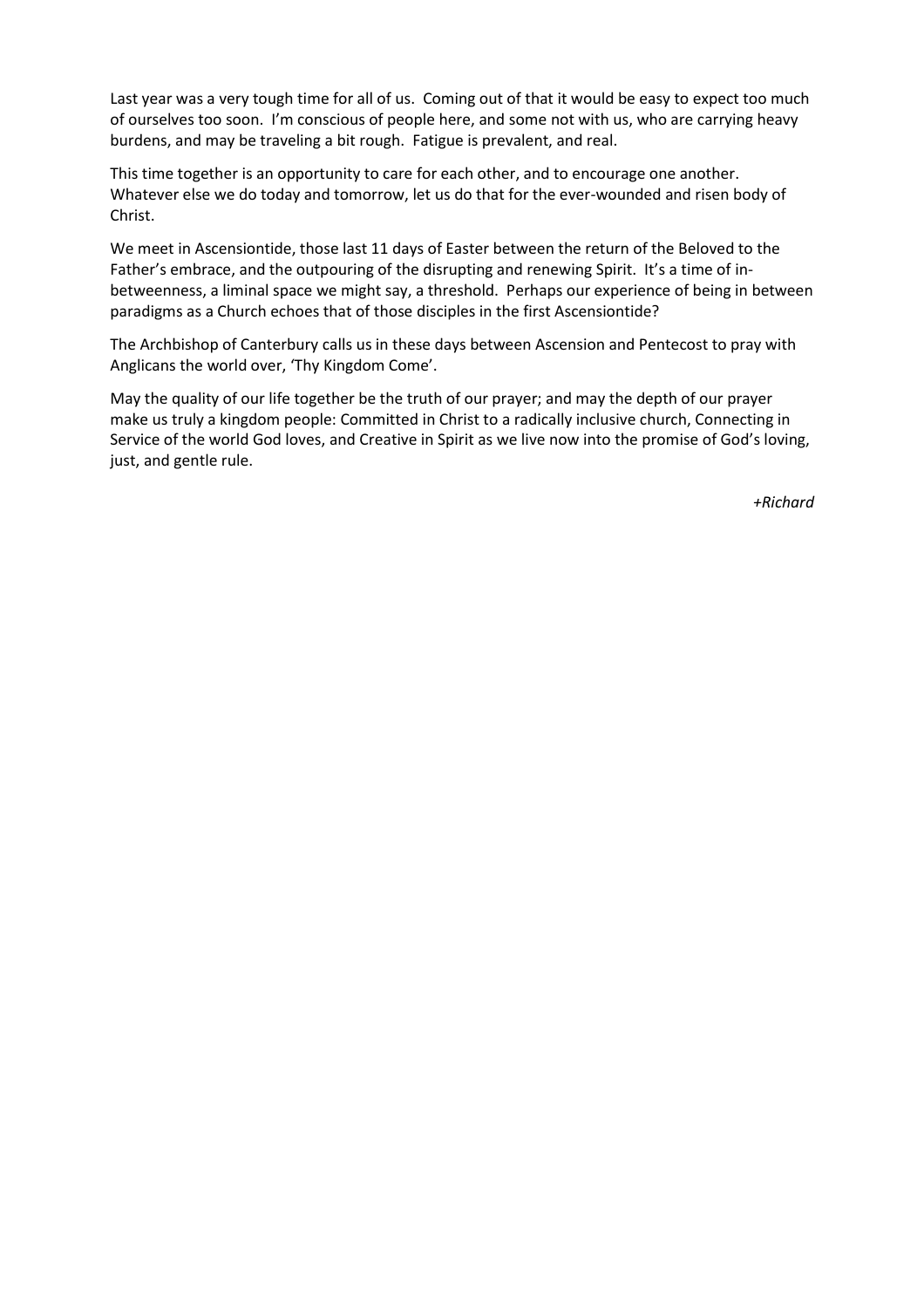Last year was a very tough time for all of us. Coming out of that it would be easy to expect too much of ourselves too soon. I'm conscious of people here, and some not with us, who are carrying heavy burdens, and may be traveling a bit rough. Fatigue is prevalent, and real.

This time together is an opportunity to care for each other, and to encourage one another. Whatever else we do today and tomorrow, let us do that for the ever-wounded and risen body of Christ.

We meet in Ascensiontide, those last 11 days of Easter between the return of the Beloved to the Father's embrace, and the outpouring of the disrupting and renewing Spirit. It's a time of in-betweenness, a liminal space we might say, a threshold. Perhaps our experience of being in between paradigms as a Church echoes that of those disciples in the first Ascensiontide?

The Archbishop of Canterbury calls us in these days between Ascension and Pentecost to pray with Anglicans the world over, 'Thy Kingdom Come'.

May the quality of our life together be the truth of our prayer; and may the depth of our prayer make us truly a kingdom people: Committed in Christ to a radically inclusive church, Connecting in Service of the world God loves, and Creative in Spirit as we live now into the promise of God's loving, just, and gentle rule.

*+Richard*